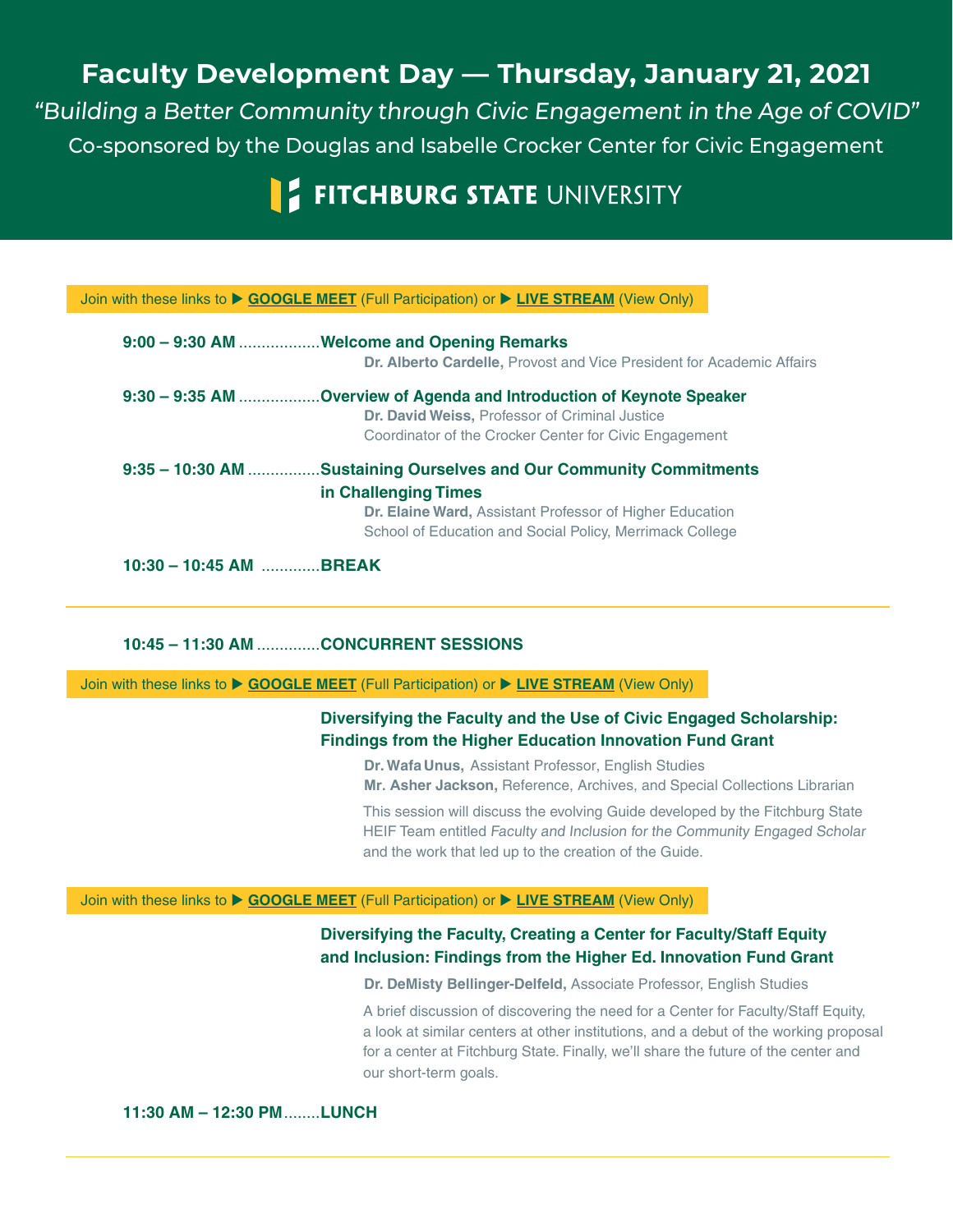# Faculty Development Day — Thursday, January 21, 2021

*"Building a Better Community through Civic Engagement in the Age of COVID"*

Co-sponsored by the Douglas and Isabelle Crocker Center for Civic Engagement

**FITCHBURG STATE** UNIVERSITY

Join with these links to ▶ **GOOGLE MEET** (Full Participation) or ▶ **LIVE STREAM** (View Only)

**9:00 – 9:30 AM** ..................**Welcome and Opening Remarks**
**Dr. Alberto Cardelle,** Provost and Vice President for Academic Affairs

**9:30 – 9:35 AM** ..................**Overview of Agenda and Introduction of Keynote Speaker**
**Dr. David Weiss,** Professor of Criminal Justice
Coordinator of the Crocker Center for Civic Engagement

**9:35 – 10:30 AM** ................**Sustaining Ourselves and Our Community Commitments in Challenging Times**
**Dr. Elaine Ward,** Assistant Professor of Higher Education
School of Education and Social Policy, Merrimack College

**10:30 – 10:45 AM** .............**BREAK**

---

**10:45 – 11:30 AM** .............**CONCURRENT SESSIONS**

Join with these links to ▶ **GOOGLE MEET** (Full Participation) or ▶ **LIVE STREAM** (View Only)

**Diversifying the Faculty and the Use of Civic Engaged Scholarship: Findings from the Higher Education Innovation Fund Grant**

**Dr. Wafa Unus,** Assistant Professor, English Studies
**Mr. Asher Jackson,** Reference, Archives, and Special Collections Librarian

This session will discuss the evolving Guide developed by the Fitchburg State HEIF Team entitled *Faculty and Inclusion for the Community Engaged Scholar* and the work that led up to the creation of the Guide.

Join with these links to ▶ **GOOGLE MEET** (Full Participation) or ▶ **LIVE STREAM** (View Only)

**Diversifying the Faculty, Creating a Center for Faculty/Staff Equity and Inclusion: Findings from the Higher Ed. Innovation Fund Grant**

**Dr. DeMisty Bellinger-Delfeld,** Associate Professor, English Studies

A brief discussion of discovering the need for a Center for Faculty/Staff Equity, a look at similar centers at other institutions, and a debut of the working proposal for a center at Fitchburg State. Finally, we'll share the future of the center and our short-term goals.

**11:30 AM – 12:30 PM**........**LUNCH**

---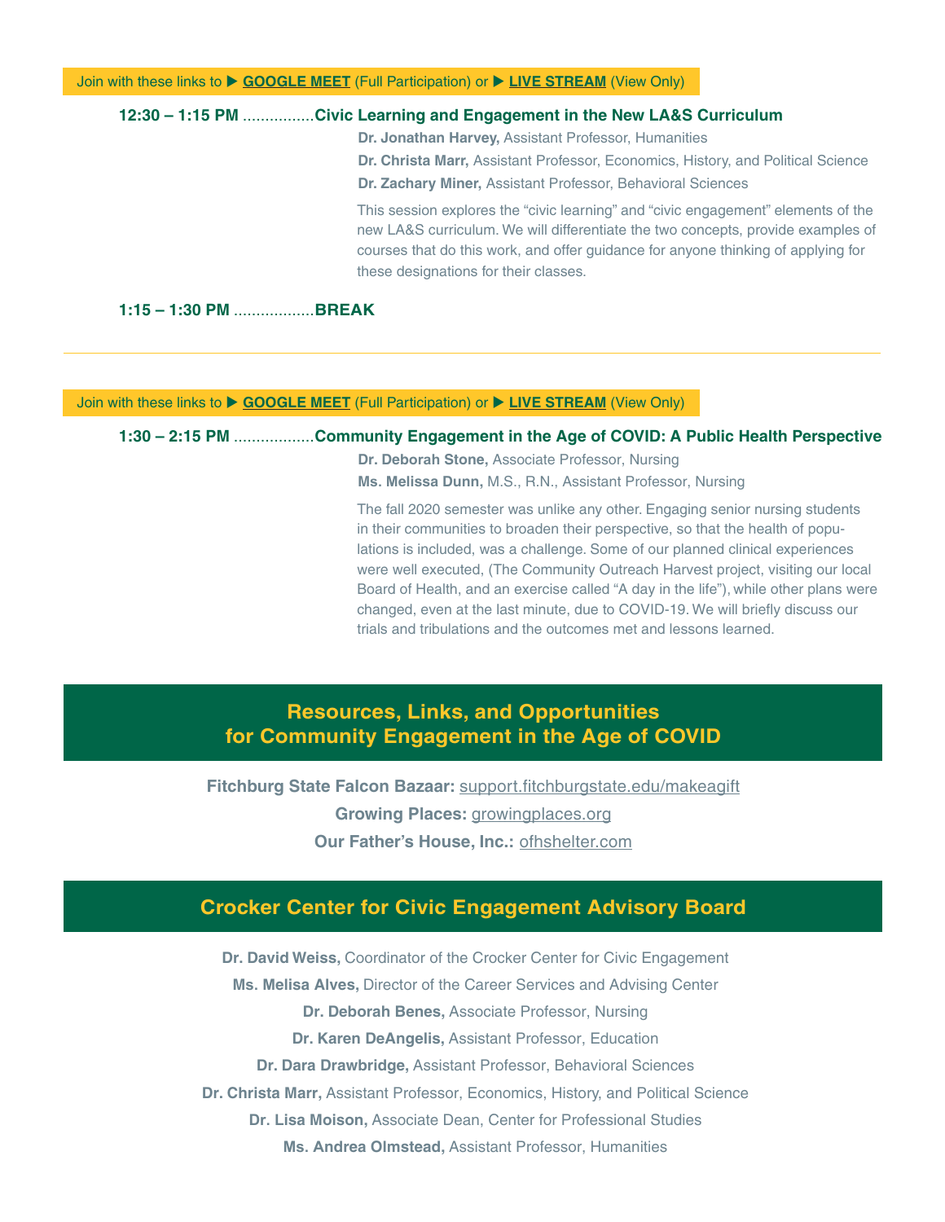Join with these links to ▶ **GOOGLE MEET** (Full Participation) or ▶ **LIVE STREAM** (View Only)

**12:30 – 1:15 PM ................Civic Learning and Engagement in the New LA&S Curriculum**

**Dr. Jonathan Harvey,** Assistant Professor, Humanities

**Dr. Christa Marr,** Assistant Professor, Economics, History, and Political Science

**Dr. Zachary Miner,** Assistant Professor, Behavioral Sciences

This session explores the "civic learning" and "civic engagement" elements of the new LA&S curriculum. We will differentiate the two concepts, provide examples of courses that do this work, and offer guidance for anyone thinking of applying for these designations for their classes.

**1:15 – 1:30 PM .................BREAK**

---

Join with these links to ▶ **GOOGLE MEET** (Full Participation) or ▶ **LIVE STREAM** (View Only)

**1:30 – 2:15 PM .................Community Engagement in the Age of COVID: A Public Health Perspective**

**Dr. Deborah Stone,** Associate Professor, Nursing

**Ms. Melissa Dunn,** M.S., R.N., Assistant Professor, Nursing

The fall 2020 semester was unlike any other. Engaging senior nursing students in their communities to broaden their perspective, so that the health of populations is included, was a challenge. Some of our planned clinical experiences were well executed, (The Community Outreach Harvest project, visiting our local Board of Health, and an exercise called "A day in the life"), while other plans were changed, even at the last minute, due to COVID-19. We will briefly discuss our trials and tribulations and the outcomes met and lessons learned.

## Resources, Links, and Opportunities for Community Engagement in the Age of COVID

**Fitchburg State Falcon Bazaar:** support.fitchburgstate.edu/makeagift

**Growing Places:** growingplaces.org

**Our Father's House, Inc.:** ofhshelter.com

## Crocker Center for Civic Engagement Advisory Board

**Dr. David Weiss,** Coordinator of the Crocker Center for Civic Engagement

**Ms. Melisa Alves,** Director of the Career Services and Advising Center

**Dr. Deborah Benes,** Associate Professor, Nursing

**Dr. Karen DeAngelis,** Assistant Professor, Education

**Dr. Dara Drawbridge,** Assistant Professor, Behavioral Sciences

**Dr. Christa Marr,** Assistant Professor, Economics, History, and Political Science

**Dr. Lisa Moison,** Associate Dean, Center for Professional Studies

**Ms. Andrea Olmstead,** Assistant Professor, Humanities